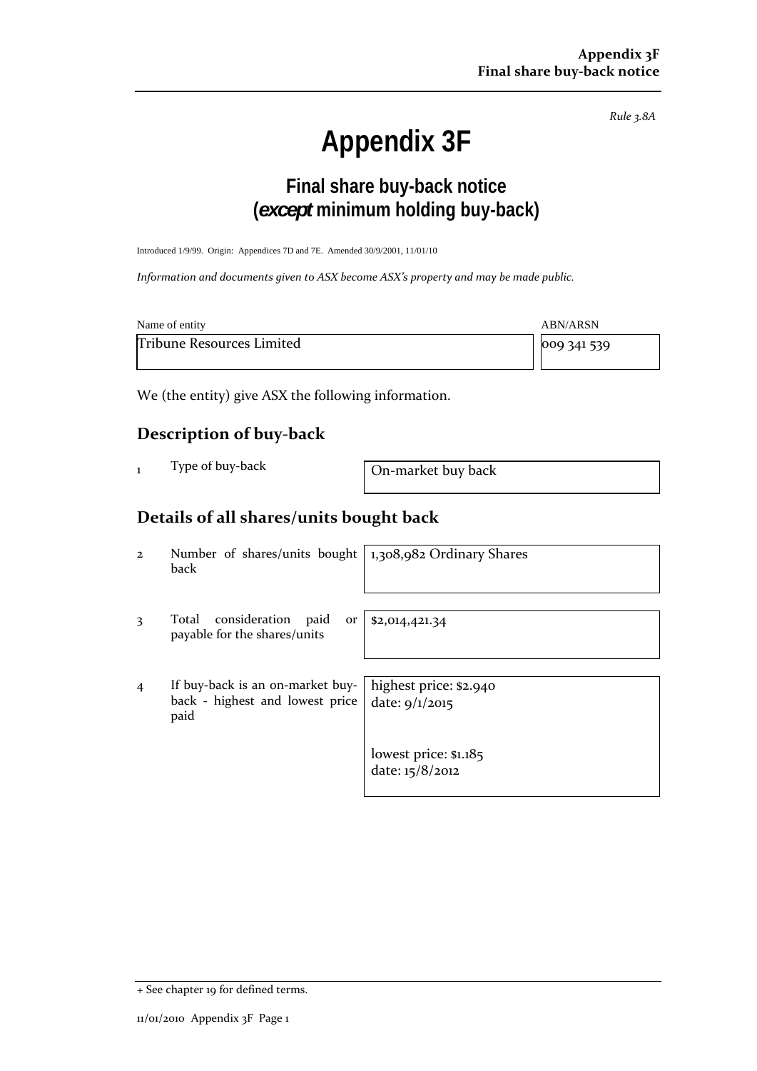*Rule 3.8A*

# Appendix 3F

## Final share buy-back notice (*except* minimum holding buy-back)

Introduced 1/9/99. Origin: Appendices 7D and 7E. Amended 30/9/2001, 11/01/10

*Information and documents given to ASX become ASX's property and may be made public.*

| Name of entity | ABN/ARSN |
|---|---|
| Tribune Resources Limited | 009 341 539 |

We (the entity) give ASX the following information.

## Description of buy-back

| | | |
|---|---|---|
| 1 | Type of buy-back | On-market buy back |

## Details of all shares/units bought back

| | | |
|---|---|---|
| 2 | Number of shares/units bought back | 1,308,982 Ordinary Shares |
| 3 | Total consideration paid or payable for the shares/units | $2,014,421.34 |
| 4 | If buy-back is an on-market buy-back - highest and lowest price paid | highest price: $2.940<br>date: 9/1/2015<br><br>lowest price: $1.185<br>date: 15/8/2012 |

+ See chapter 19 for defined terms.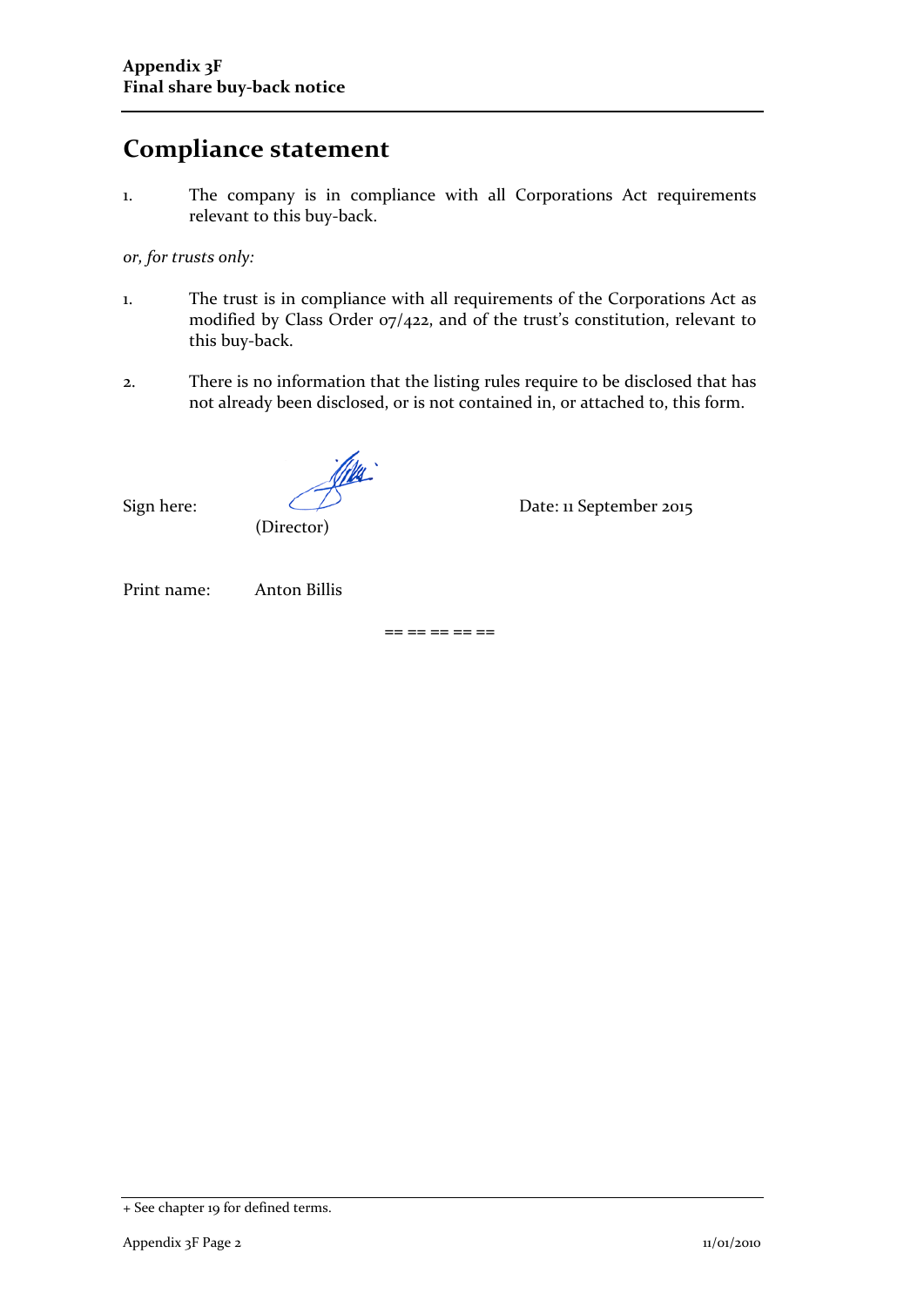## Compliance statement

1. The company is in compliance with all Corporations Act requirements relevant to this buy-back.

*or, for trusts only:*

1. The trust is in compliance with all requirements of the Corporations Act as modified by Class Order 07/422, and of the trust's constitution, relevant to this buy-back.

2. There is no information that the listing rules require to be disclosed that has not already been disclosed, or is not contained in, or attached to, this form.

Sign here: (Director) Date: 11 September 2015

Print name: Anton Billis

== == == == ==

+ See chapter 19 for defined terms.